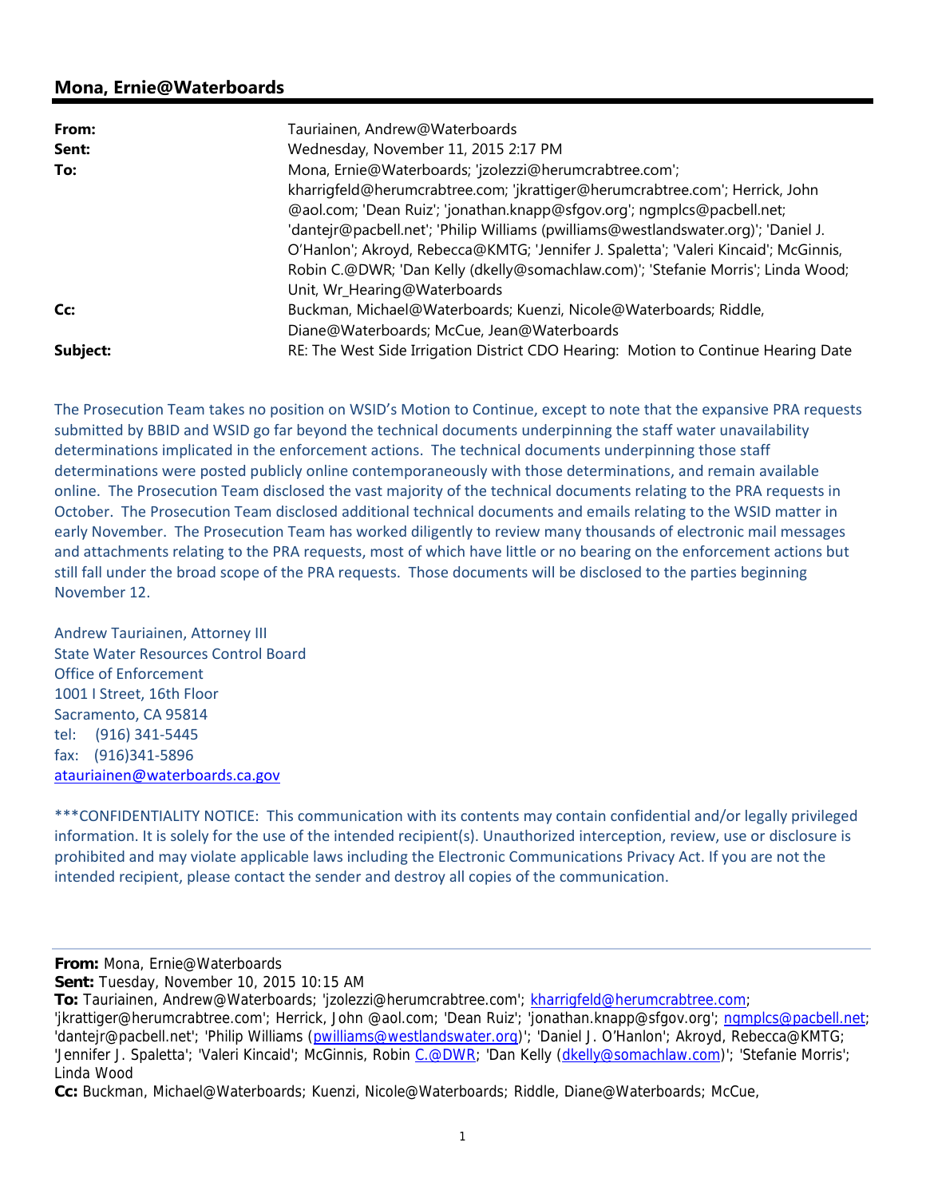## Mona, Ernie@Waterboards

**From:** Tauriainen, Andrew@Waterboards
**Sent:** Wednesday, November 11, 2015 2:17 PM
**To:** Mona, Ernie@Waterboards; 'jzolezzi@herumcrabtree.com'; kharrigfeld@herumcrabtree.com; 'jkrattiger@herumcrabtree.com'; Herrick, John @aol.com; 'Dean Ruiz'; 'jonathan.knapp@sfgov.org'; ngmplcs@pacbell.net; 'dantejr@pacbell.net'; 'Philip Williams (pwilliams@westlandswater.org)'; 'Daniel J. O'Hanlon'; Akroyd, Rebecca@KMTG; 'Jennifer J. Spaletta'; 'Valeri Kincaid'; McGinnis, Robin C.@DWR; 'Dan Kelly (dkelly@somachlaw.com)'; 'Stefanie Morris'; Linda Wood; Unit, Wr_Hearing@Waterboards
**Cc:** Buckman, Michael@Waterboards; Kuenzi, Nicole@Waterboards; Riddle, Diane@Waterboards; McCue, Jean@Waterboards
**Subject:** RE: The West Side Irrigation District CDO Hearing: Motion to Continue Hearing Date

The Prosecution Team takes no position on WSID's Motion to Continue, except to note that the expansive PRA requests submitted by BBID and WSID go far beyond the technical documents underpinning the staff water unavailability determinations implicated in the enforcement actions. The technical documents underpinning those staff determinations were posted publicly online contemporaneously with those determinations, and remain available online. The Prosecution Team disclosed the vast majority of the technical documents relating to the PRA requests in October. The Prosecution Team disclosed additional technical documents and emails relating to the WSID matter in early November. The Prosecution Team has worked diligently to review many thousands of electronic mail messages and attachments relating to the PRA requests, most of which have little or no bearing on the enforcement actions but still fall under the broad scope of the PRA requests. Those documents will be disclosed to the parties beginning November 12.

Andrew Tauriainen, Attorney III
State Water Resources Control Board
Office of Enforcement
1001 I Street, 16th Floor
Sacramento, CA 95814
tel: (916) 341-5445
fax: (916)341-5896
atauriainen@waterboards.ca.gov

***CONFIDENTIALITY NOTICE: This communication with its contents may contain confidential and/or legally privileged information. It is solely for the use of the intended recipient(s). Unauthorized interception, review, use or disclosure is prohibited and may violate applicable laws including the Electronic Communications Privacy Act. If you are not the intended recipient, please contact the sender and destroy all copies of the communication.

---

**From:** Mona, Ernie@Waterboards
**Sent:** Tuesday, November 10, 2015 10:15 AM
**To:** Tauriainen, Andrew@Waterboards; 'jzolezzi@herumcrabtree.com'; kharrigfeld@herumcrabtree.com; 'jkrattiger@herumcrabtree.com'; Herrick, John @aol.com; 'Dean Ruiz'; 'jonathan.knapp@sfgov.org'; ngmplcs@pacbell.net; 'dantejr@pacbell.net'; 'Philip Williams (pwilliams@westlandswater.org)'; 'Daniel J. O'Hanlon'; Akroyd, Rebecca@KMTG; 'Jennifer J. Spaletta'; 'Valeri Kincaid'; McGinnis, Robin C.@DWR; 'Dan Kelly (dkelly@somachlaw.com)'; 'Stefanie Morris'; Linda Wood
**Cc:** Buckman, Michael@Waterboards; Kuenzi, Nicole@Waterboards; Riddle, Diane@Waterboards; McCue,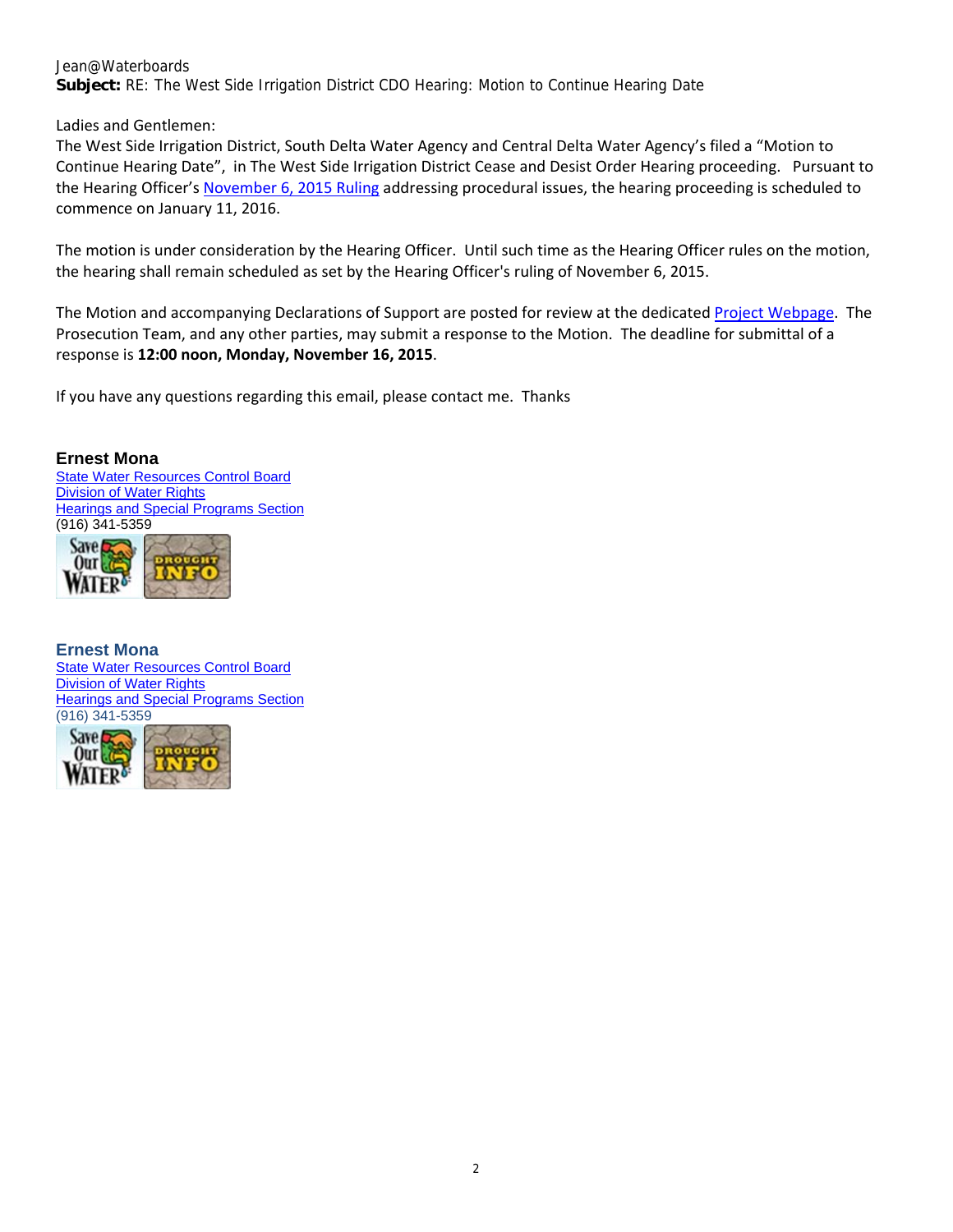Jean@Waterboards
**Subject:** RE: The West Side Irrigation District CDO Hearing: Motion to Continue Hearing Date

Ladies and Gentlemen:
The West Side Irrigation District, South Delta Water Agency and Central Delta Water Agency's filed a "Motion to Continue Hearing Date", in The West Side Irrigation District Cease and Desist Order Hearing proceeding. Pursuant to the Hearing Officer's November 6, 2015 Ruling addressing procedural issues, the hearing proceeding is scheduled to commence on January 11, 2016.

The motion is under consideration by the Hearing Officer. Until such time as the Hearing Officer rules on the motion, the hearing shall remain scheduled as set by the Hearing Officer's ruling of November 6, 2015.

The Motion and accompanying Declarations of Support are posted for review at the dedicated Project Webpage. The Prosecution Team, and any other parties, may submit a response to the Motion. The deadline for submittal of a response is **12:00 noon, Monday, November 16, 2015**.

If you have any questions regarding this email, please contact me. Thanks

**Ernest Mona**
State Water Resources Control Board
Division of Water Rights
Hearings and Special Programs Section
(916) 341-5359

**Ernest Mona**
State Water Resources Control Board
Division of Water Rights
Hearings and Special Programs Section
(916) 341-5359